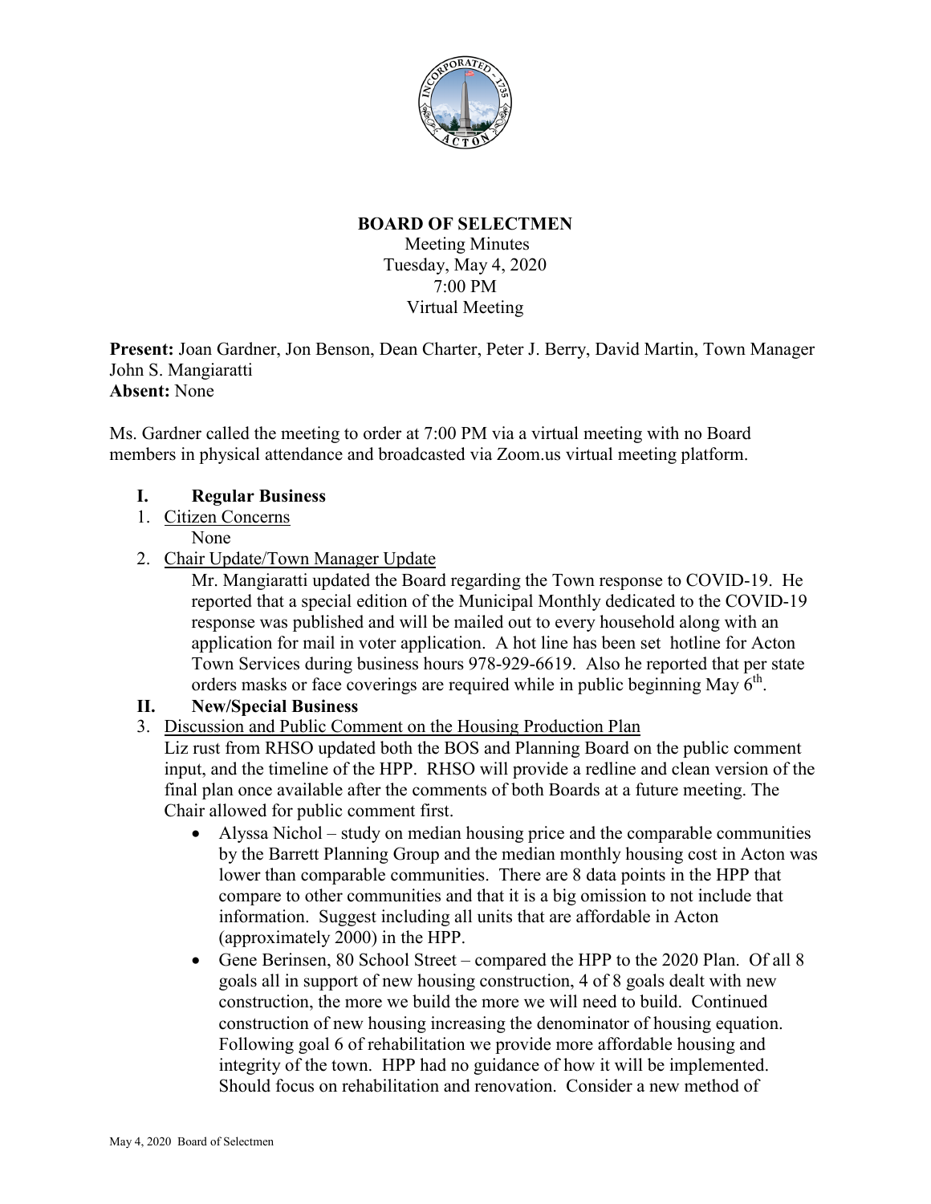**BOARD OF SELECTMEN**

Meeting Minutes
Tuesday, May 4, 2020
7:00 PM
Virtual Meeting

**Present:** Joan Gardner, Jon Benson, Dean Charter, Peter J. Berry, David Martin, Town Manager John S. Mangiaratti
**Absent:** None

Ms. Gardner called the meeting to order at 7:00 PM via a virtual meeting with no Board members in physical attendance and broadcasted via Zoom.us virtual meeting platform.

## I. Regular Business

1. Citizen Concerns

   None

2. Chair Update/Town Manager Update

   Mr. Mangiaratti updated the Board regarding the Town response to COVID-19. He reported that a special edition of the Municipal Monthly dedicated to the COVID-19 response was published and will be mailed out to every household along with an application for mail in voter application. A hot line has been set hotline for Acton Town Services during business hours 978-929-6619. Also he reported that per state orders masks or face coverings are required while in public beginning May 6th.

## II. New/Special Business

3. Discussion and Public Comment on the Housing Production Plan

   Liz rust from RHSO updated both the BOS and Planning Board on the public comment input, and the timeline of the HPP. RHSO will provide a redline and clean version of the final plan once available after the comments of both Boards at a future meeting. The Chair allowed for public comment first.

   - Alyssa Nichol – study on median housing price and the comparable communities by the Barrett Planning Group and the median monthly housing cost in Acton was lower than comparable communities. There are 8 data points in the HPP that compare to other communities and that it is a big omission to not include that information. Suggest including all units that are affordable in Acton (approximately 2000) in the HPP.
   - Gene Berinsen, 80 School Street – compared the HPP to the 2020 Plan. Of all 8 goals all in support of new housing construction, 4 of 8 goals dealt with new construction, the more we build the more we will need to build. Continued construction of new housing increasing the denominator of housing equation. Following goal 6 of rehabilitation we provide more affordable housing and integrity of the town. HPP had no guidance of how it will be implemented. Should focus on rehabilitation and renovation. Consider a new method of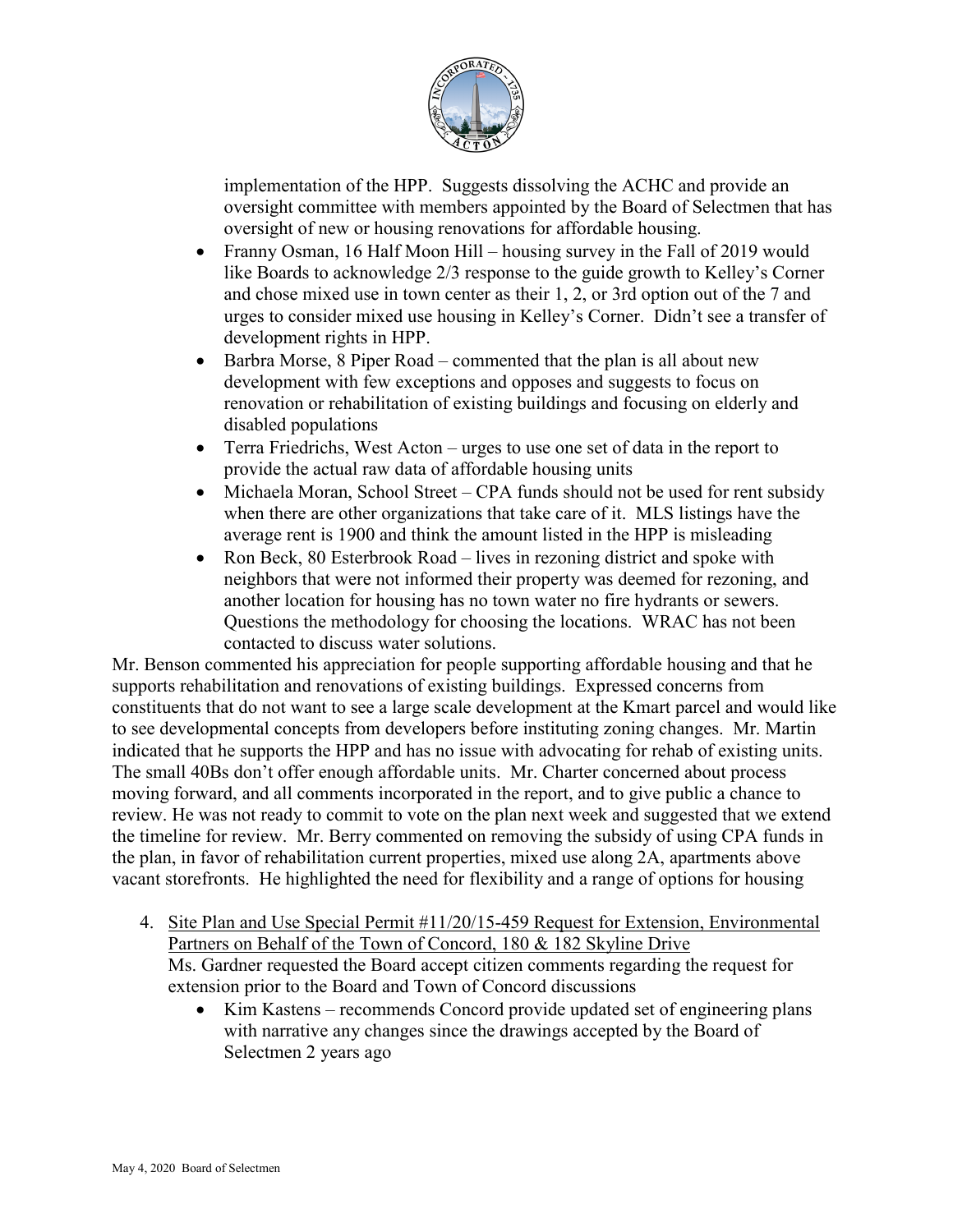implementation of the HPP. Suggests dissolving the ACHC and provide an oversight committee with members appointed by the Board of Selectmen that has oversight of new or housing renovations for affordable housing.

- Franny Osman, 16 Half Moon Hill – housing survey in the Fall of 2019 would like Boards to acknowledge 2/3 response to the guide growth to Kelley's Corner and chose mixed use in town center as their 1, 2, or 3rd option out of the 7 and urges to consider mixed use housing in Kelley's Corner. Didn't see a transfer of development rights in HPP.
- Barbra Morse, 8 Piper Road – commented that the plan is all about new development with few exceptions and opposes and suggests to focus on renovation or rehabilitation of existing buildings and focusing on elderly and disabled populations
- Terra Friedrichs, West Acton – urges to use one set of data in the report to provide the actual raw data of affordable housing units
- Michaela Moran, School Street – CPA funds should not be used for rent subsidy when there are other organizations that take care of it. MLS listings have the average rent is 1900 and think the amount listed in the HPP is misleading
- Ron Beck, 80 Esterbrook Road – lives in rezoning district and spoke with neighbors that were not informed their property was deemed for rezoning, and another location for housing has no town water no fire hydrants or sewers. Questions the methodology for choosing the locations. WRAC has not been contacted to discuss water solutions.

Mr. Benson commented his appreciation for people supporting affordable housing and that he supports rehabilitation and renovations of existing buildings. Expressed concerns from constituents that do not want to see a large scale development at the Kmart parcel and would like to see developmental concepts from developers before instituting zoning changes. Mr. Martin indicated that he supports the HPP and has no issue with advocating for rehab of existing units. The small 40Bs don't offer enough affordable units. Mr. Charter concerned about process moving forward, and all comments incorporated in the report, and to give public a chance to review. He was not ready to commit to vote on the plan next week and suggested that we extend the timeline for review. Mr. Berry commented on removing the subsidy of using CPA funds in the plan, in favor of rehabilitation current properties, mixed use along 2A, apartments above vacant storefronts. He highlighted the need for flexibility and a range of options for housing

4. Site Plan and Use Special Permit #11/20/15-459 Request for Extension, Environmental Partners on Behalf of the Town of Concord, 180 & 182 Skyline Drive
   Ms. Gardner requested the Board accept citizen comments regarding the request for extension prior to the Board and Town of Concord discussions
   - Kim Kastens – recommends Concord provide updated set of engineering plans with narrative any changes since the drawings accepted by the Board of Selectmen 2 years ago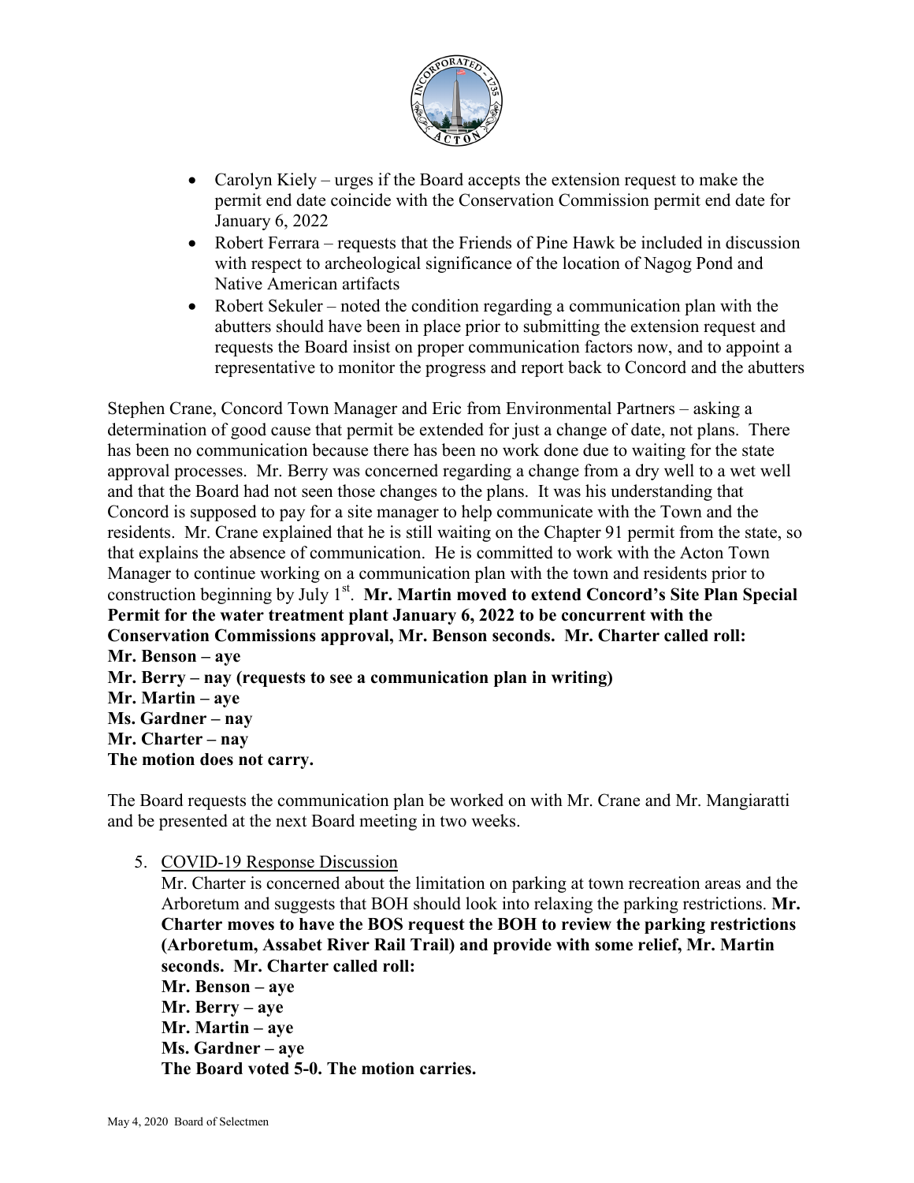- Carolyn Kiely – urges if the Board accepts the extension request to make the permit end date coincide with the Conservation Commission permit end date for January 6, 2022
- Robert Ferrara – requests that the Friends of Pine Hawk be included in discussion with respect to archeological significance of the location of Nagog Pond and Native American artifacts
- Robert Sekuler – noted the condition regarding a communication plan with the abutters should have been in place prior to submitting the extension request and requests the Board insist on proper communication factors now, and to appoint a representative to monitor the progress and report back to Concord and the abutters

Stephen Crane, Concord Town Manager and Eric from Environmental Partners – asking a determination of good cause that permit be extended for just a change of date, not plans. There has been no communication because there has been no work done due to waiting for the state approval processes. Mr. Berry was concerned regarding a change from a dry well to a wet well and that the Board had not seen those changes to the plans. It was his understanding that Concord is supposed to pay for a site manager to help communicate with the Town and the residents. Mr. Crane explained that he is still waiting on the Chapter 91 permit from the state, so that explains the absence of communication. He is committed to work with the Acton Town Manager to continue working on a communication plan with the town and residents prior to construction beginning by July 1st. **Mr. Martin moved to extend Concord's Site Plan Special Permit for the water treatment plant January 6, 2022 to be concurrent with the Conservation Commissions approval, Mr. Benson seconds. Mr. Charter called roll:**
**Mr. Benson – aye**
**Mr. Berry – nay (requests to see a communication plan in writing)**
**Mr. Martin – aye**
**Ms. Gardner – nay**
**Mr. Charter – nay**
**The motion does not carry.**

The Board requests the communication plan be worked on with Mr. Crane and Mr. Mangiaratti and be presented at the next Board meeting in two weeks.

5. COVID-19 Response Discussion
   Mr. Charter is concerned about the limitation on parking at town recreation areas and the Arboretum and suggests that BOH should look into relaxing the parking restrictions. **Mr. Charter moves to have the BOS request the BOH to review the parking restrictions (Arboretum, Assabet River Rail Trail) and provide with some relief, Mr. Martin seconds. Mr. Charter called roll:**
   **Mr. Benson – aye**
   **Mr. Berry – aye**
   **Mr. Martin – aye**
   **Ms. Gardner – aye**
   **The Board voted 5-0. The motion carries.**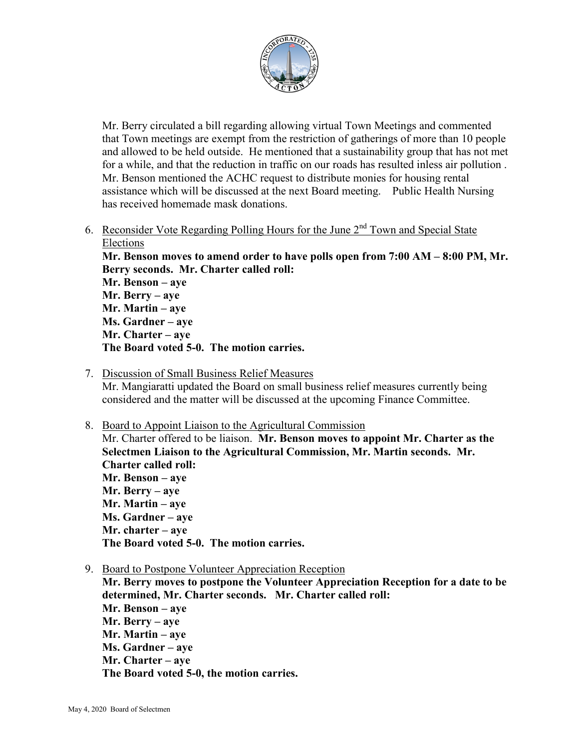Mr. Berry circulated a bill regarding allowing virtual Town Meetings and commented that Town meetings are exempt from the restriction of gatherings of more than 10 people and allowed to be held outside. He mentioned that a sustainability group that has not met for a while, and that the reduction in traffic on our roads has resulted inless air pollution . Mr. Benson mentioned the ACHC request to distribute monies for housing rental assistance which will be discussed at the next Board meeting. Public Health Nursing has received homemade mask donations.

6. Reconsider Vote Regarding Polling Hours for the June 2nd Town and Special State Elections

   **Mr. Benson moves to amend order to have polls open from 7:00 AM – 8:00 PM, Mr. Berry seconds. Mr. Charter called roll:**
   **Mr. Benson – aye**
   **Mr. Berry – aye**
   **Mr. Martin – aye**
   **Ms. Gardner – aye**
   **Mr. Charter – aye**
   **The Board voted 5-0. The motion carries.**

7. Discussion of Small Business Relief Measures

   Mr. Mangiaratti updated the Board on small business relief measures currently being considered and the matter will be discussed at the upcoming Finance Committee.

8. Board to Appoint Liaison to the Agricultural Commission

   Mr. Charter offered to be liaison. **Mr. Benson moves to appoint Mr. Charter as the Selectmen Liaison to the Agricultural Commission, Mr. Martin seconds. Mr. Charter called roll:**
   **Mr. Benson – aye**
   **Mr. Berry – aye**
   **Mr. Martin – aye**
   **Ms. Gardner – aye**
   **Mr. charter – aye**
   **The Board voted 5-0. The motion carries.**

9. Board to Postpone Volunteer Appreciation Reception

   **Mr. Berry moves to postpone the Volunteer Appreciation Reception for a date to be determined, Mr. Charter seconds. Mr. Charter called roll:**
   **Mr. Benson – aye**
   **Mr. Berry – aye**
   **Mr. Martin – aye**
   **Ms. Gardner – aye**
   **Mr. Charter – aye**
   **The Board voted 5-0, the motion carries.**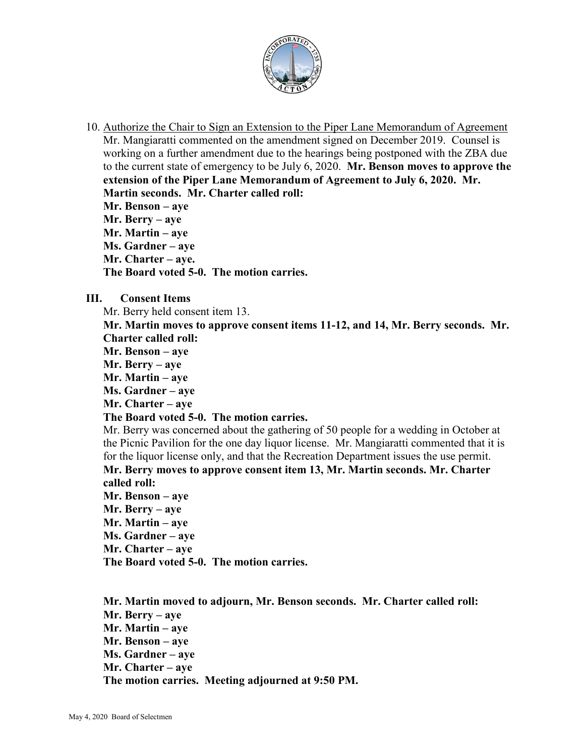10. Authorize the Chair to Sign an Extension to the Piper Lane Memorandum of Agreement

Mr. Mangiaratti commented on the amendment signed on December 2019. Counsel is working on a further amendment due to the hearings being postponed with the ZBA due to the current state of emergency to be July 6, 2020. **Mr. Benson moves to approve the extension of the Piper Lane Memorandum of Agreement to July 6, 2020. Mr. Martin seconds. Mr. Charter called roll:**

**Mr. Benson – aye**
**Mr. Berry – aye**
**Mr. Martin – aye**
**Ms. Gardner – aye**
**Mr. Charter – aye.**
**The Board voted 5-0. The motion carries.**

## III. Consent Items

Mr. Berry held consent item 13.

**Mr. Martin moves to approve consent items 11-12, and 14, Mr. Berry seconds. Mr. Charter called roll:**

**Mr. Benson – aye**
**Mr. Berry – aye**
**Mr. Martin – aye**
**Ms. Gardner – aye**
**Mr. Charter – aye**
**The Board voted 5-0. The motion carries.**

Mr. Berry was concerned about the gathering of 50 people for a wedding in October at the Picnic Pavilion for the one day liquor license. Mr. Mangiaratti commented that it is for the liquor license only, and that the Recreation Department issues the use permit.

**Mr. Berry moves to approve consent item 13, Mr. Martin seconds. Mr. Charter called roll:**

**Mr. Benson – aye**
**Mr. Berry – aye**
**Mr. Martin – aye**
**Ms. Gardner – aye**
**Mr. Charter – aye**
**The Board voted 5-0. The motion carries.**

**Mr. Martin moved to adjourn, Mr. Benson seconds. Mr. Charter called roll:**

**Mr. Berry – aye**
**Mr. Martin – aye**
**Mr. Benson – aye**
**Ms. Gardner – aye**
**Mr. Charter – aye**
**The motion carries. Meeting adjourned at 9:50 PM.**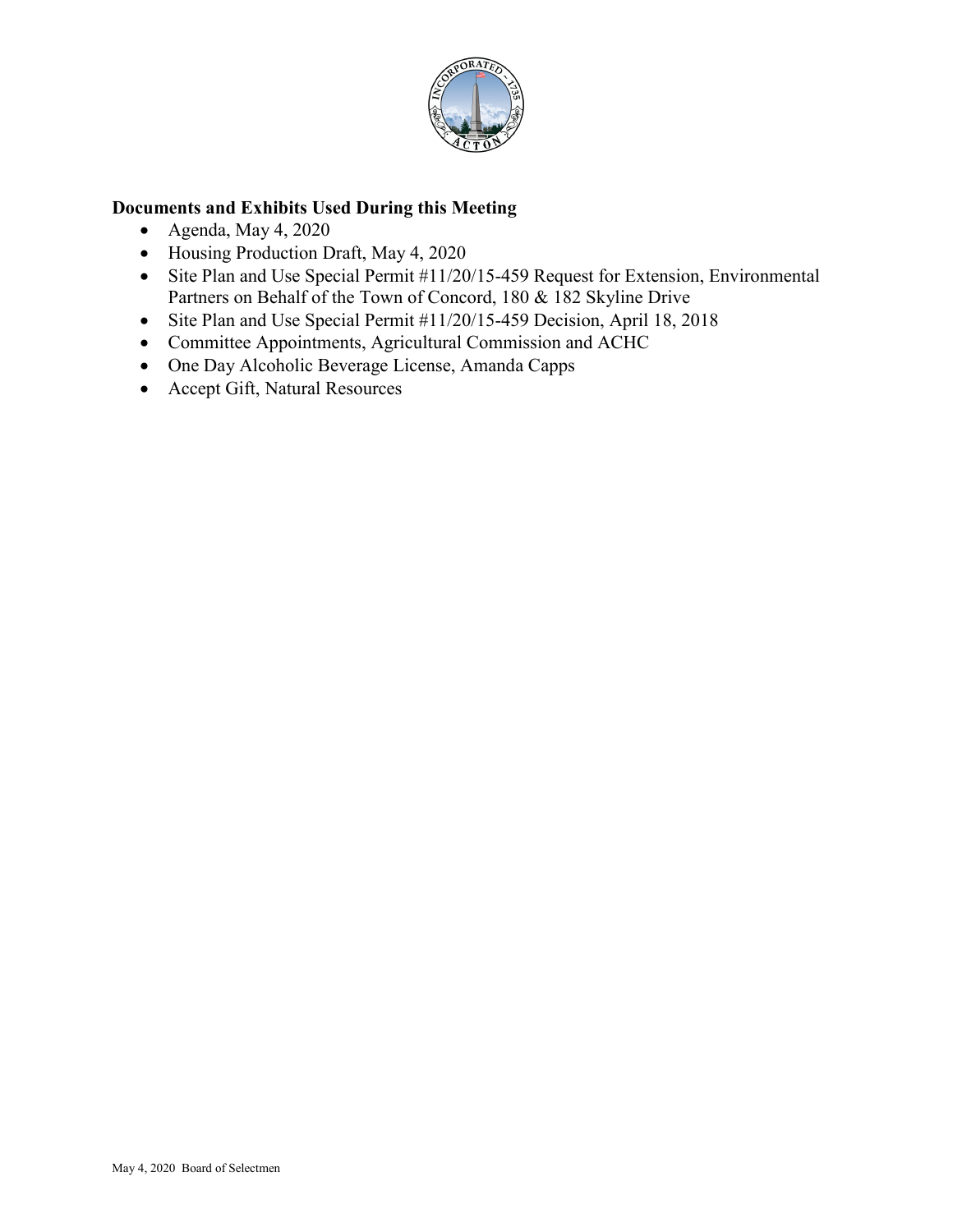**Documents and Exhibits Used During this Meeting**

- Agenda, May 4, 2020
- Housing Production Draft, May 4, 2020
- Site Plan and Use Special Permit #11/20/15-459 Request for Extension, Environmental Partners on Behalf of the Town of Concord, 180 & 182 Skyline Drive
- Site Plan and Use Special Permit #11/20/15-459 Decision, April 18, 2018
- Committee Appointments, Agricultural Commission and ACHC
- One Day Alcoholic Beverage License, Amanda Capps
- Accept Gift, Natural Resources